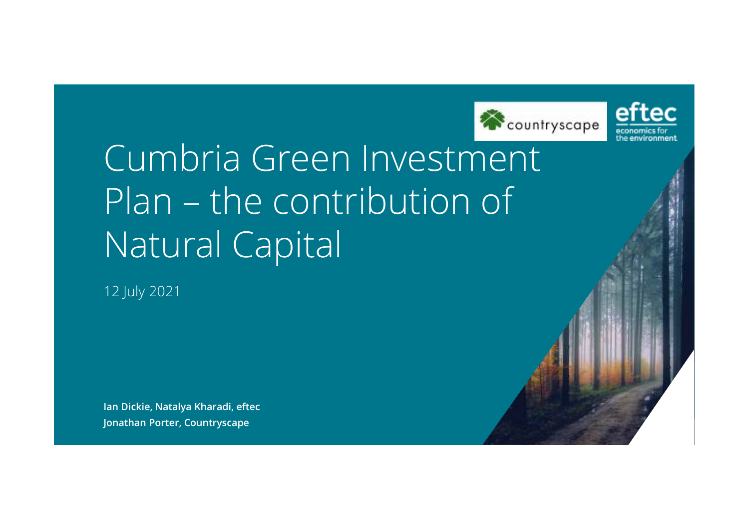# Cumbria Green Investment Plan – the contribution of Natural Capital

12 July 2021

**Ian Dickie, Natalya Kharadi, eftec**

**Jonathan Porter, Countryscape**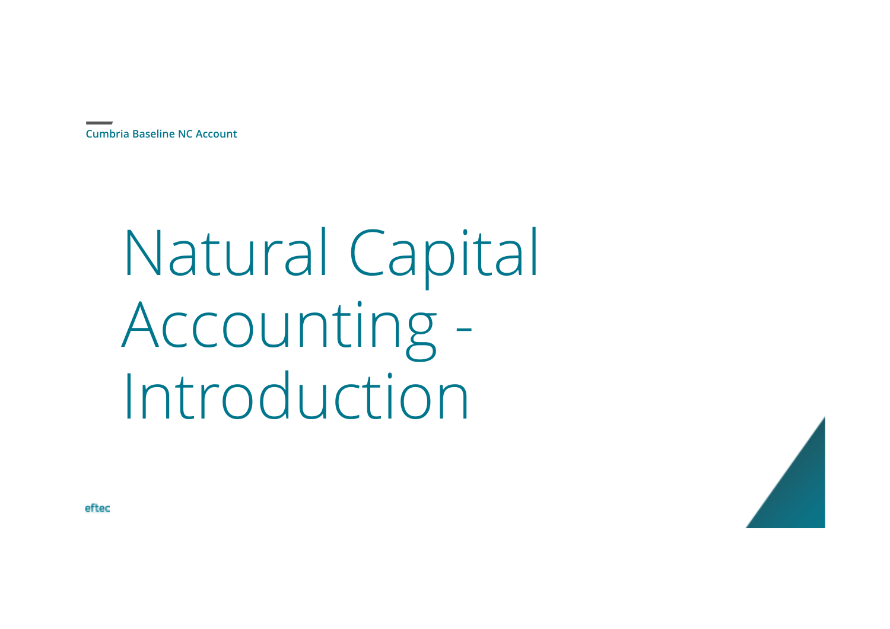Cumbria Baseline NC Account

# Natural Capital Accounting - Introduction

eftec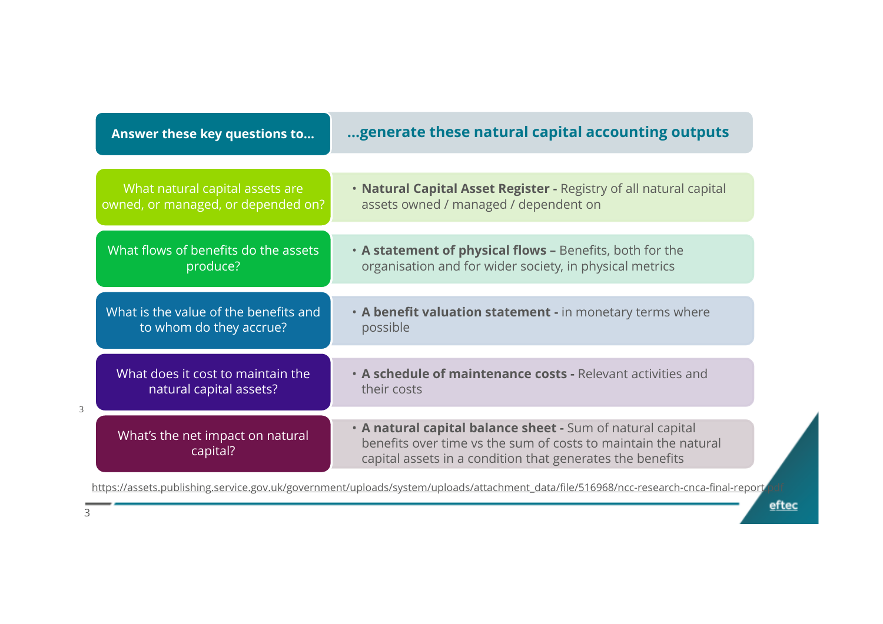| Answer these key questions to… | …generate these natural capital accounting outputs |
| --- | --- |
| What natural capital assets are owned, or managed, or depended on? | • **Natural Capital Asset Register -** Registry of all natural capital assets owned / managed / dependent on |
| What flows of benefits do the assets produce? | • **A statement of physical flows –** Benefits, both for the organisation and for wider society, in physical metrics |
| What is the value of the benefits and to whom do they accrue? | • **A benefit valuation statement -** in monetary terms where possible |
| What does it cost to maintain the natural capital assets? | • **A schedule of maintenance costs -** Relevant activities and their costs |
| What's the net impact on natural capital? | • **A natural capital balance sheet -** Sum of natural capital benefits over time vs the sum of costs to maintain the natural capital assets in a condition that generates the benefits |

https://assets.publishing.service.gov.uk/government/uploads/system/uploads/attachment_data/file/516968/ncc-research-cnca-final-report.pdf

eftec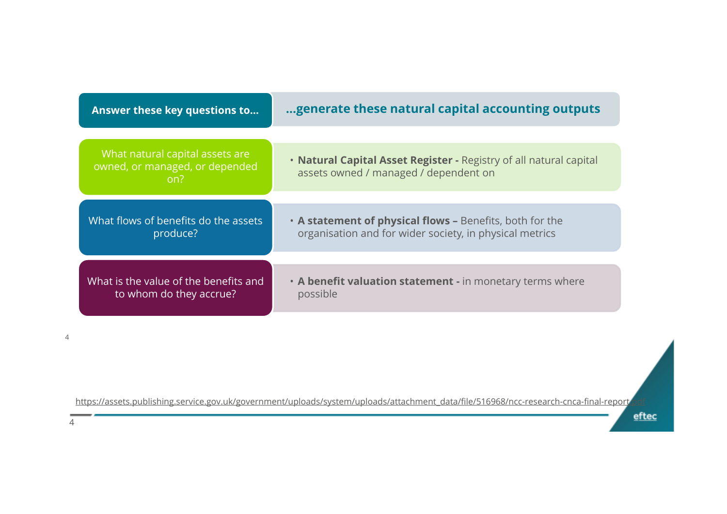| Answer these key questions to... | ...generate these natural capital accounting outputs |
| --- | --- |
| What natural capital assets are owned, or managed, or depended on? | • **Natural Capital Asset Register -** Registry of all natural capital assets owned / managed / dependent on |
| What flows of benefits do the assets produce? | • **A statement of physical flows –** Benefits, both for the organisation and for wider society, in physical metrics |
| What is the value of the benefits and to whom do they accrue? | • **A benefit valuation statement -** in monetary terms where possible |

https://assets.publishing.service.gov.uk/government/uploads/system/uploads/attachment_data/file/516968/ncc-research-cnca-final-report.pdf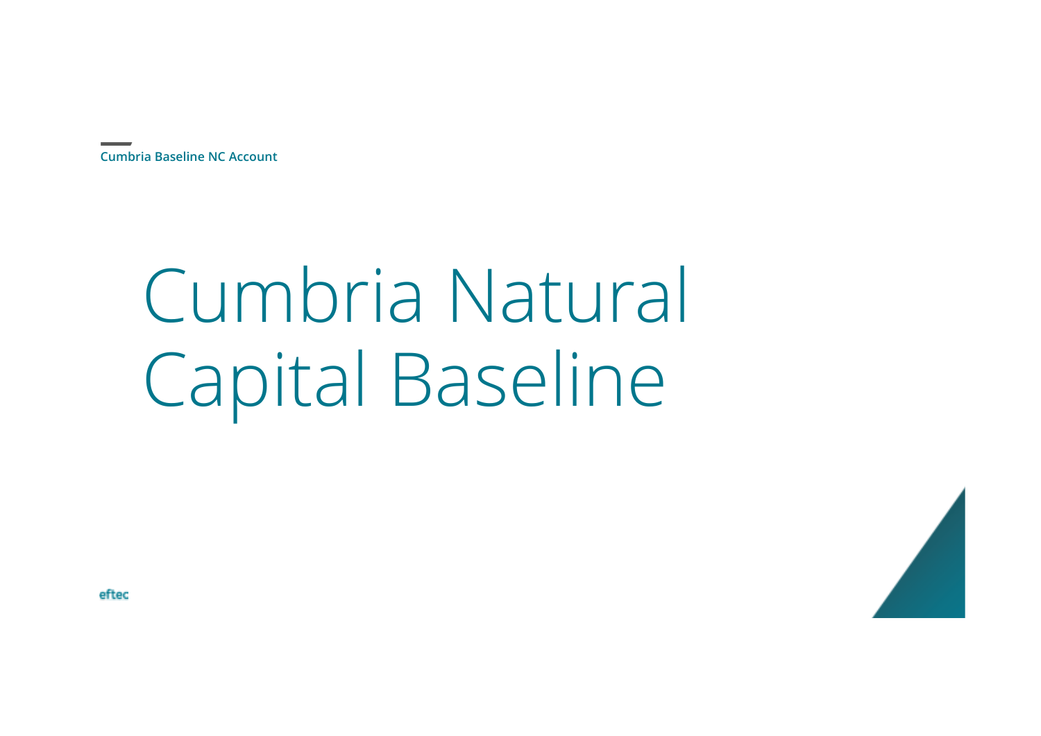Cumbria Baseline NC Account

# Cumbria Natural Capital Baseline

eftec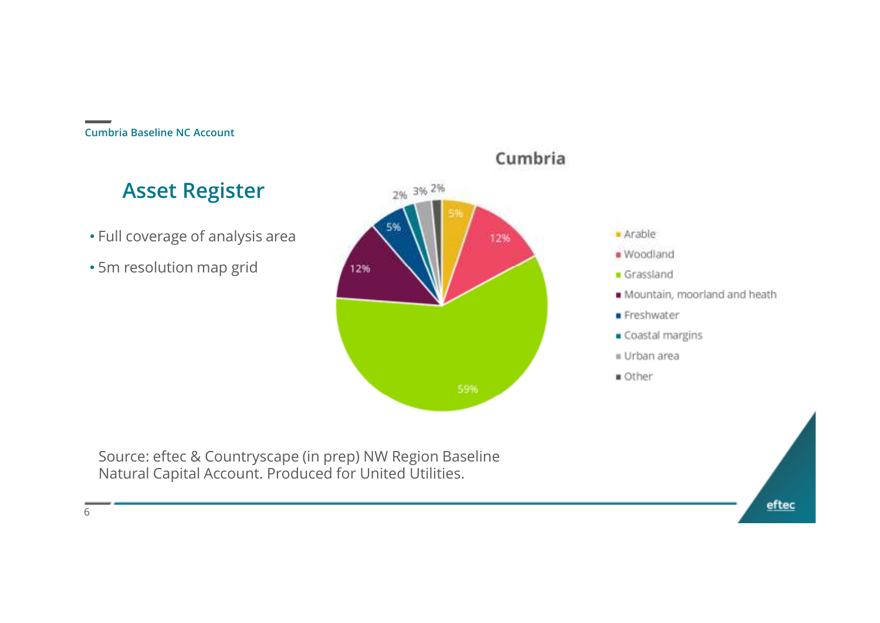Cumbria Baseline NC Account

## Asset Register

- Full coverage of analysis area
- 5m resolution map grid

**Cumbria**

| Land cover | Share |
| --- | --- |
| Arable | 5% |
| Woodland | 12% |
| Grassland | 59% |
| Mountain, moorland and heath | 12% |
| Freshwater | 5% |
| Coastal margins | 2% |
| Urban area | 3% |
| Other | 2% |

Source: eftec & Countryscape (in prep) NW Region Baseline Natural Capital Account. Produced for United Utilities.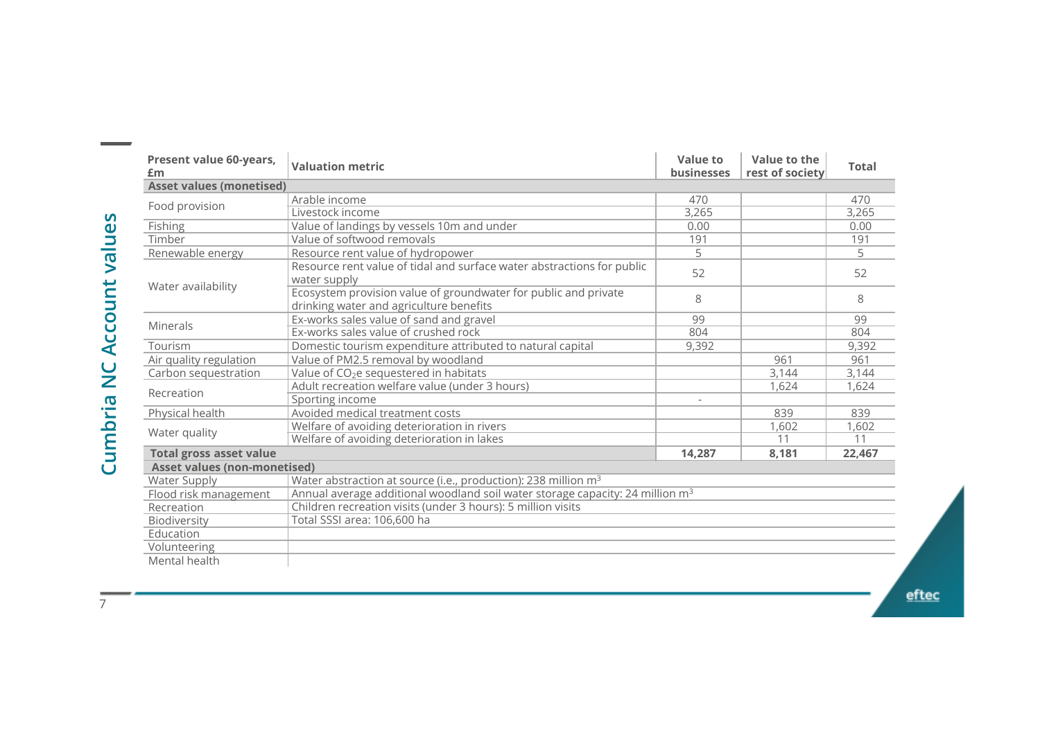# Cumbria NC Account values

| Present value 60-years, £m | Valuation metric | Value to businesses | Value to the rest of society | Total |
|---|---|---|---|---|
| **Asset values (monetised)** | | | | |
| Food provision | Arable income | 470 | | 470 |
| | Livestock income | 3,265 | | 3,265 |
| Fishing | Value of landings by vessels 10m and under | 0.00 | | 0.00 |
| Timber | Value of softwood removals | 191 | | 191 |
| Renewable energy | Resource rent value of hydropower | 5 | | 5 |
| Water availability | Resource rent value of tidal and surface water abstractions for public water supply | 52 | | 52 |
| | Ecosystem provision value of groundwater for public and private drinking water and agriculture benefits | 8 | | 8 |
| Minerals | Ex-works sales value of sand and gravel | 99 | | 99 |
| | Ex-works sales value of crushed rock | 804 | | 804 |
| Tourism | Domestic tourism expenditure attributed to natural capital | 9,392 | | 9,392 |
| Air quality regulation | Value of PM2.5 removal by woodland | | 961 | 961 |
| Carbon sequestration | Value of $CO_2e$ sequestered in habitats | | 3,144 | 3,144 |
| Recreation | Adult recreation welfare value (under 3 hours) | | 1,624 | 1,624 |
| | Sporting income | - | | |
| Physical health | Avoided medical treatment costs | | 839 | 839 |
| Water quality | Welfare of avoiding deterioration in rivers | | 1,602 | 1,602 |
| | Welfare of avoiding deterioration in lakes | | 11 | 11 |
| **Total gross asset value** | | **14,287** | **8,181** | **22,467** |
| **Asset values (non-monetised)** | | | | |
| Water Supply | Water abstraction at source (i.e., production): 238 million $m^3$ | | | |
| Flood risk management | Annual average additional woodland soil water storage capacity: 24 million $m^3$ | | | |
| Recreation | Children recreation visits (under 3 hours): 5 million visits | | | |
| Biodiversity | Total SSSI area: 106,600 ha | | | |
| Education | | | | |
| Volunteering | | | | |
| Mental health | | | | |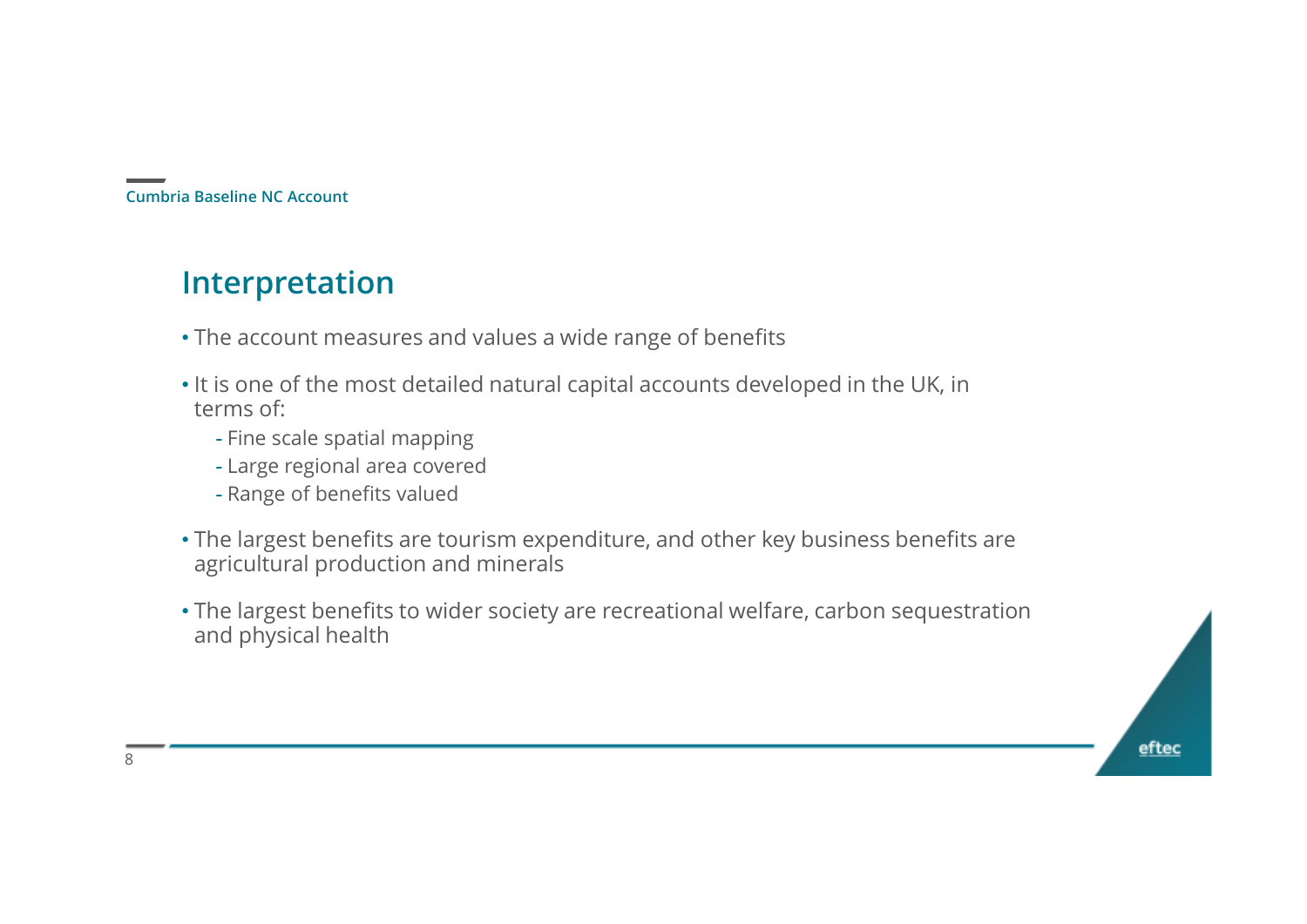## Interpretation

- The account measures and values a wide range of benefits
- It is one of the most detailed natural capital accounts developed in the UK, in terms of:
  - Fine scale spatial mapping
  - Large regional area covered
  - Range of benefits valued
- The largest benefits are tourism expenditure, and other key business benefits are agricultural production and minerals
- The largest benefits to wider society are recreational welfare, carbon sequestration and physical health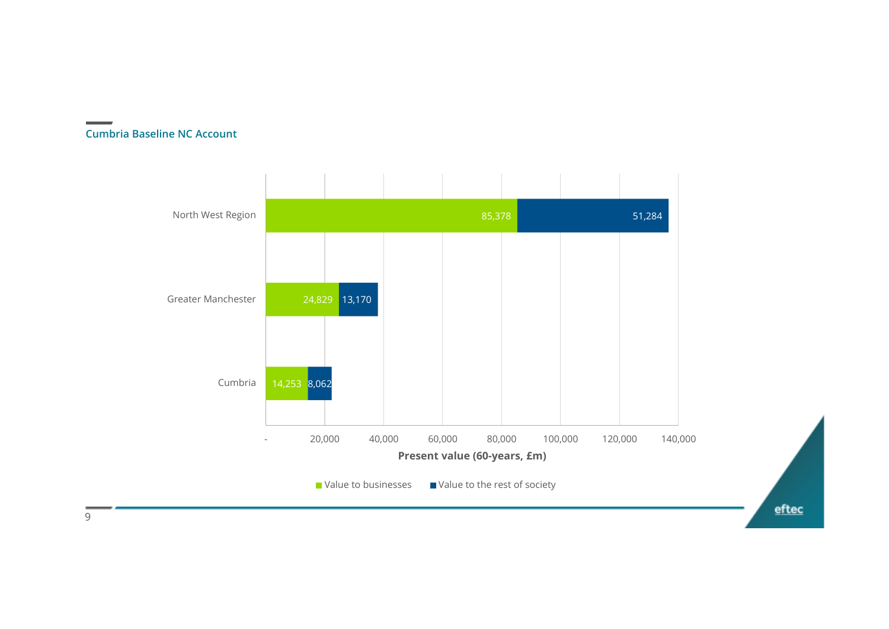## Cumbria Baseline NC Account

| | Value to businesses | Value to the rest of society |
| --- | --- | --- |
| North West Region | 85,378 | 51,284 |
| Greater Manchester | 24,829 | 13,170 |
| Cumbria | 14,253 | 8,062 |

Present value (60-years, £m)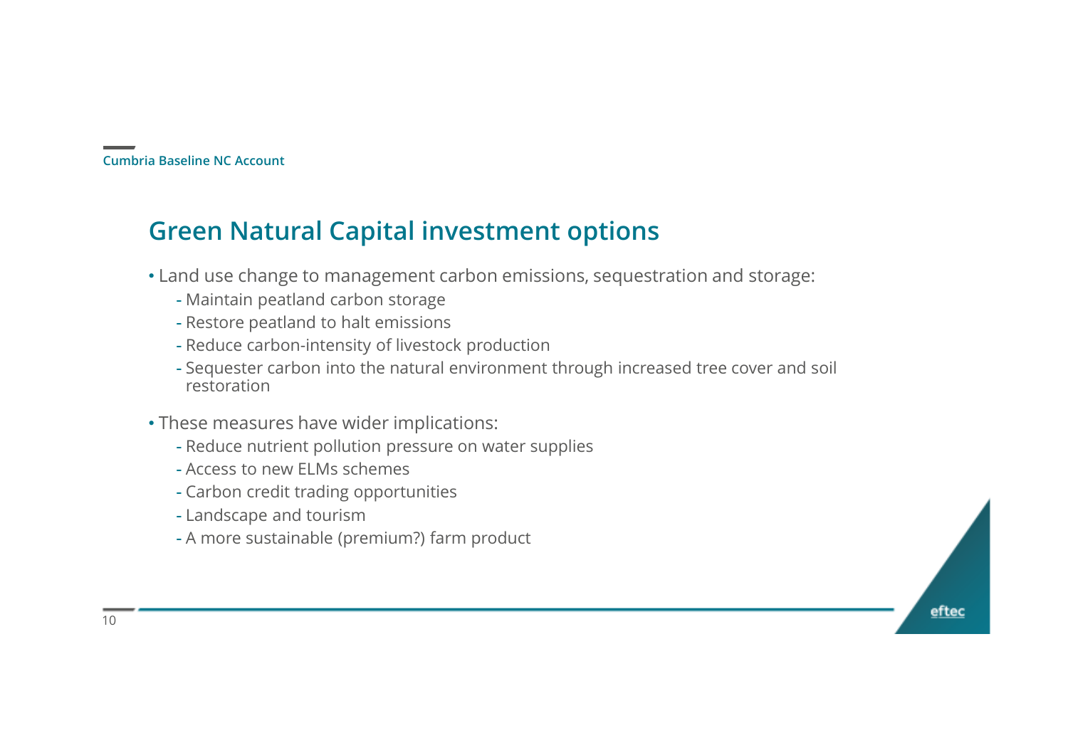## Green Natural Capital investment options

- Land use change to management carbon emissions, sequestration and storage:
  - Maintain peatland carbon storage
  - Restore peatland to halt emissions
  - Reduce carbon-intensity of livestock production
  - Sequester carbon into the natural environment through increased tree cover and soil restoration
- These measures have wider implications:
  - Reduce nutrient pollution pressure on water supplies
  - Access to new ELMs schemes
  - Carbon credit trading opportunities
  - Landscape and tourism
  - A more sustainable (premium?) farm product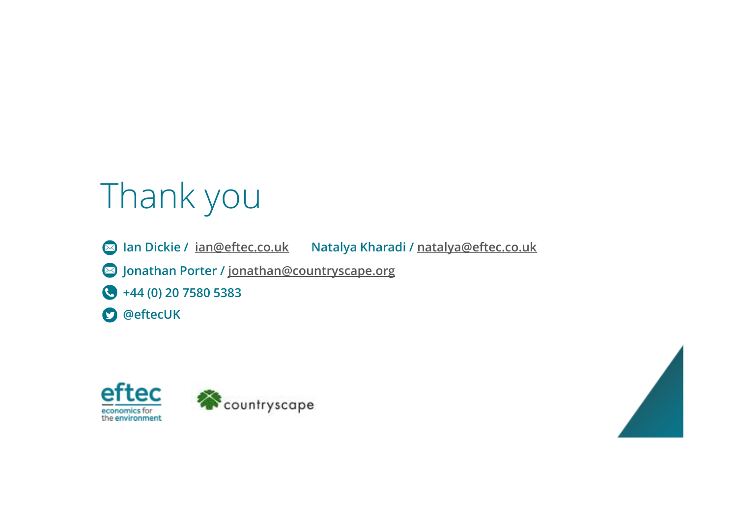# Thank you

- Ian Dickie / ian@eftec.co.uk     Natalya Kharadi / natalya@eftec.co.uk
- Jonathan Porter / jonathan@countryscape.org
- +44 (0) 20 7580 5383
- @eftecUK

eftec economics for the environment

countryscape